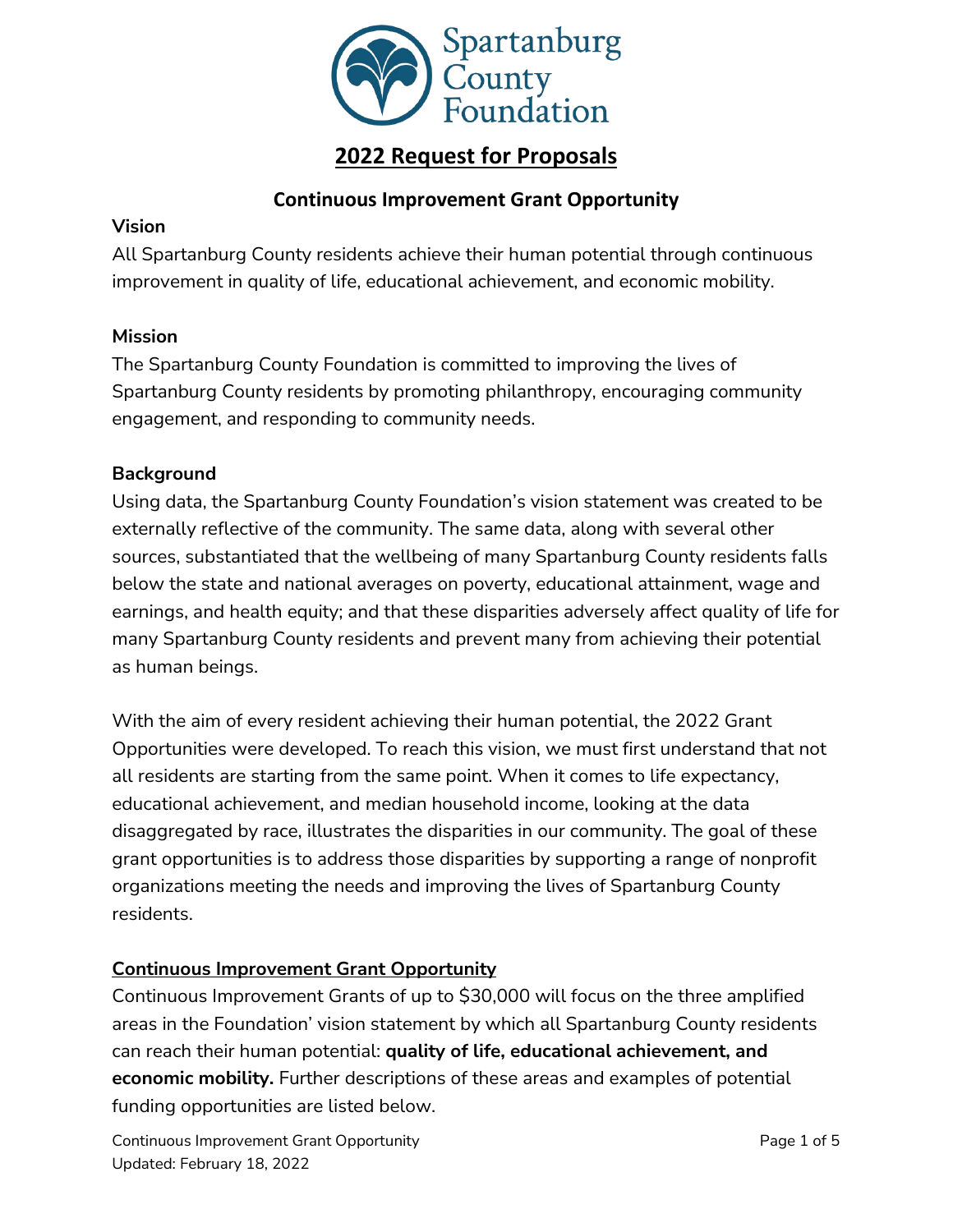# 2022 Request for Proposals

## Continuous Improvement Grant Opportunity

**Vision**

All Spartanburg County residents achieve their human potential through continuous improvement in quality of life, educational achievement, and economic mobility.

**Mission**

The Spartanburg County Foundation is committed to improving the lives of Spartanburg County residents by promoting philanthropy, encouraging community engagement, and responding to community needs.

**Background**

Using data, the Spartanburg County Foundation's vision statement was created to be externally reflective of the community. The same data, along with several other sources, substantiated that the wellbeing of many Spartanburg County residents falls below the state and national averages on poverty, educational attainment, wage and earnings, and health equity; and that these disparities adversely affect quality of life for many Spartanburg County residents and prevent many from achieving their potential as human beings.

With the aim of every resident achieving their human potential, the 2022 Grant Opportunities were developed. To reach this vision, we must first understand that not all residents are starting from the same point. When it comes to life expectancy, educational achievement, and median household income, looking at the data disaggregated by race, illustrates the disparities in our community. The goal of these grant opportunities is to address those disparities by supporting a range of nonprofit organizations meeting the needs and improving the lives of Spartanburg County residents.

**Continuous Improvement Grant Opportunity**

Continuous Improvement Grants of up to $30,000 will focus on the three amplified areas in the Foundation' vision statement by which all Spartanburg County residents can reach their human potential: **quality of life, educational achievement, and economic mobility.** Further descriptions of these areas and examples of potential funding opportunities are listed below.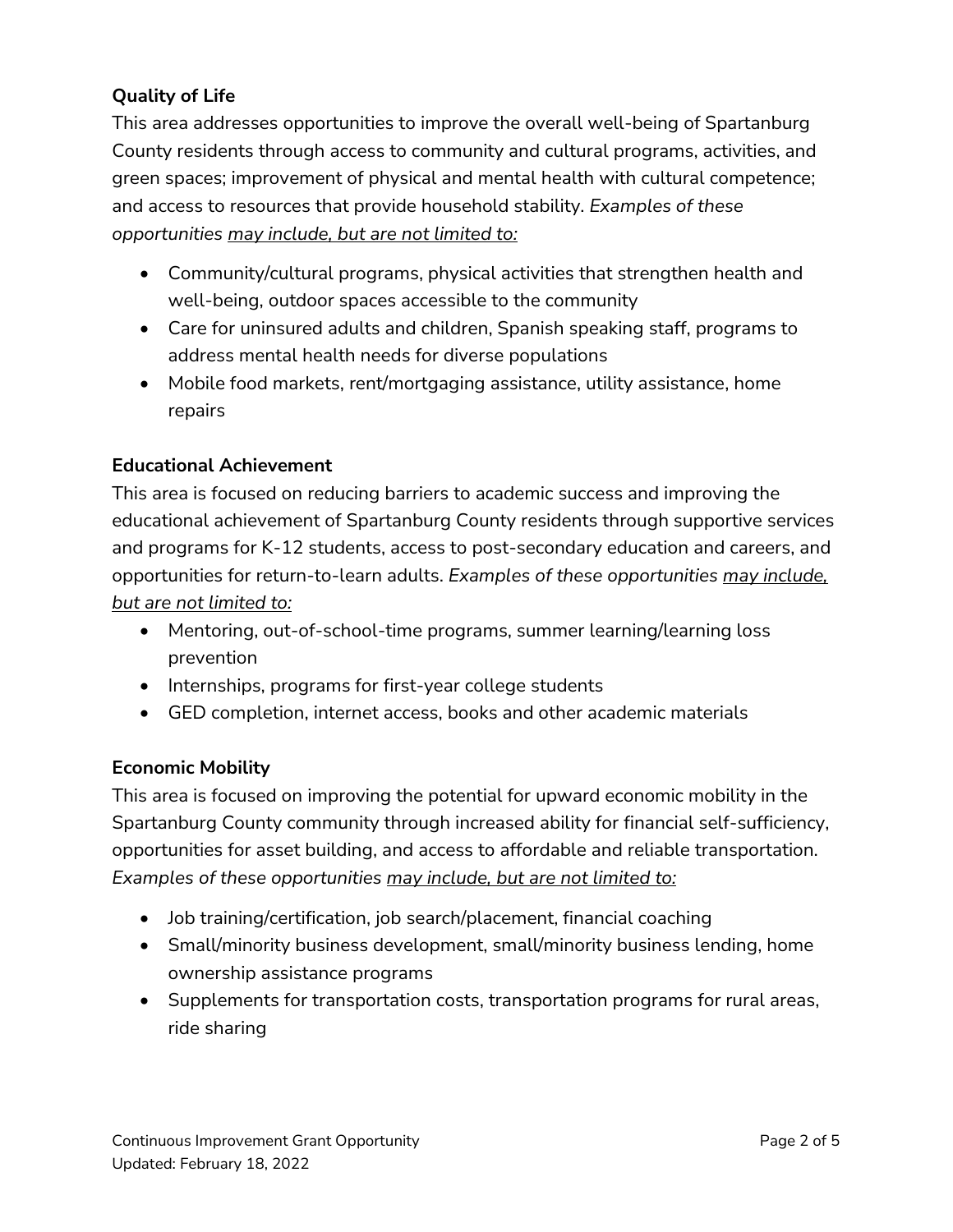**Quality of Life**

This area addresses opportunities to improve the overall well-being of Spartanburg County residents through access to community and cultural programs, activities, and green spaces; improvement of physical and mental health with cultural competence; and access to resources that provide household stability. *Examples of these opportunities <u>may include, but are not limited to:</u>*

- Community/cultural programs, physical activities that strengthen health and well-being, outdoor spaces accessible to the community
- Care for uninsured adults and children, Spanish speaking staff, programs to address mental health needs for diverse populations
- Mobile food markets, rent/mortgaging assistance, utility assistance, home repairs

**Educational Achievement**

This area is focused on reducing barriers to academic success and improving the educational achievement of Spartanburg County residents through supportive services and programs for K-12 students, access to post-secondary education and careers, and opportunities for return-to-learn adults. *Examples of these opportunities <u>may include, but are not limited to:</u>*

- Mentoring, out-of-school-time programs, summer learning/learning loss prevention
- Internships, programs for first-year college students
- GED completion, internet access, books and other academic materials

**Economic Mobility**

This area is focused on improving the potential for upward economic mobility in the Spartanburg County community through increased ability for financial self-sufficiency, opportunities for asset building, and access to affordable and reliable transportation. *Examples of these opportunities <u>may include, but are not limited to:</u>*

- Job training/certification, job search/placement, financial coaching
- Small/minority business development, small/minority business lending, home ownership assistance programs
- Supplements for transportation costs, transportation programs for rural areas, ride sharing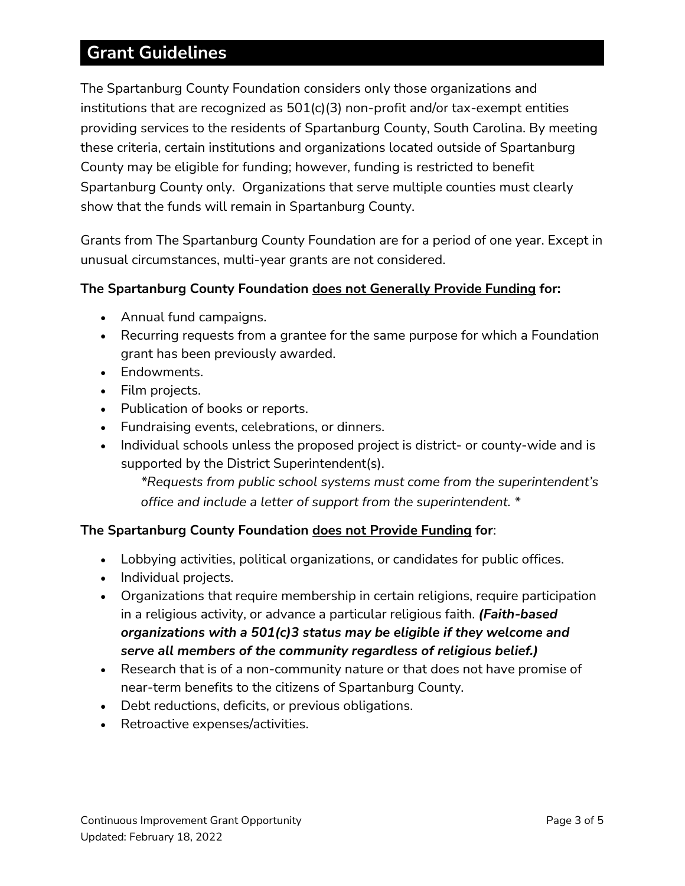## Grant Guidelines

The Spartanburg County Foundation considers only those organizations and institutions that are recognized as 501(c)(3) non-profit and/or tax-exempt entities providing services to the residents of Spartanburg County, South Carolina. By meeting these criteria, certain institutions and organizations located outside of Spartanburg County may be eligible for funding; however, funding is restricted to benefit Spartanburg County only. Organizations that serve multiple counties must clearly show that the funds will remain in Spartanburg County.

Grants from The Spartanburg County Foundation are for a period of one year. Except in unusual circumstances, multi-year grants are not considered.

**The Spartanburg County Foundation <u>does not Generally Provide Funding</u> for:**

- Annual fund campaigns.
- Recurring requests from a grantee for the same purpose for which a Foundation grant has been previously awarded.
- Endowments.
- Film projects.
- Publication of books or reports.
- Fundraising events, celebrations, or dinners.
- Individual schools unless the proposed project is district- or county-wide and is supported by the District Superintendent(s).

  *\*Requests from public school systems must come from the superintendent's office and include a letter of support from the superintendent. \**

**The Spartanburg County Foundation <u>does not Provide Funding</u> for**:

- Lobbying activities, political organizations, or candidates for public offices.
- Individual projects.
- Organizations that require membership in certain religions, require participation in a religious activity, or advance a particular religious faith. ***(Faith-based organizations with a 501(c)3 status may be eligible if they welcome and serve all members of the community regardless of religious belief.)***
- Research that is of a non-community nature or that does not have promise of near-term benefits to the citizens of Spartanburg County.
- Debt reductions, deficits, or previous obligations.
- Retroactive expenses/activities.

Continuous Improvement Grant Opportunity
Updated: February 18, 2022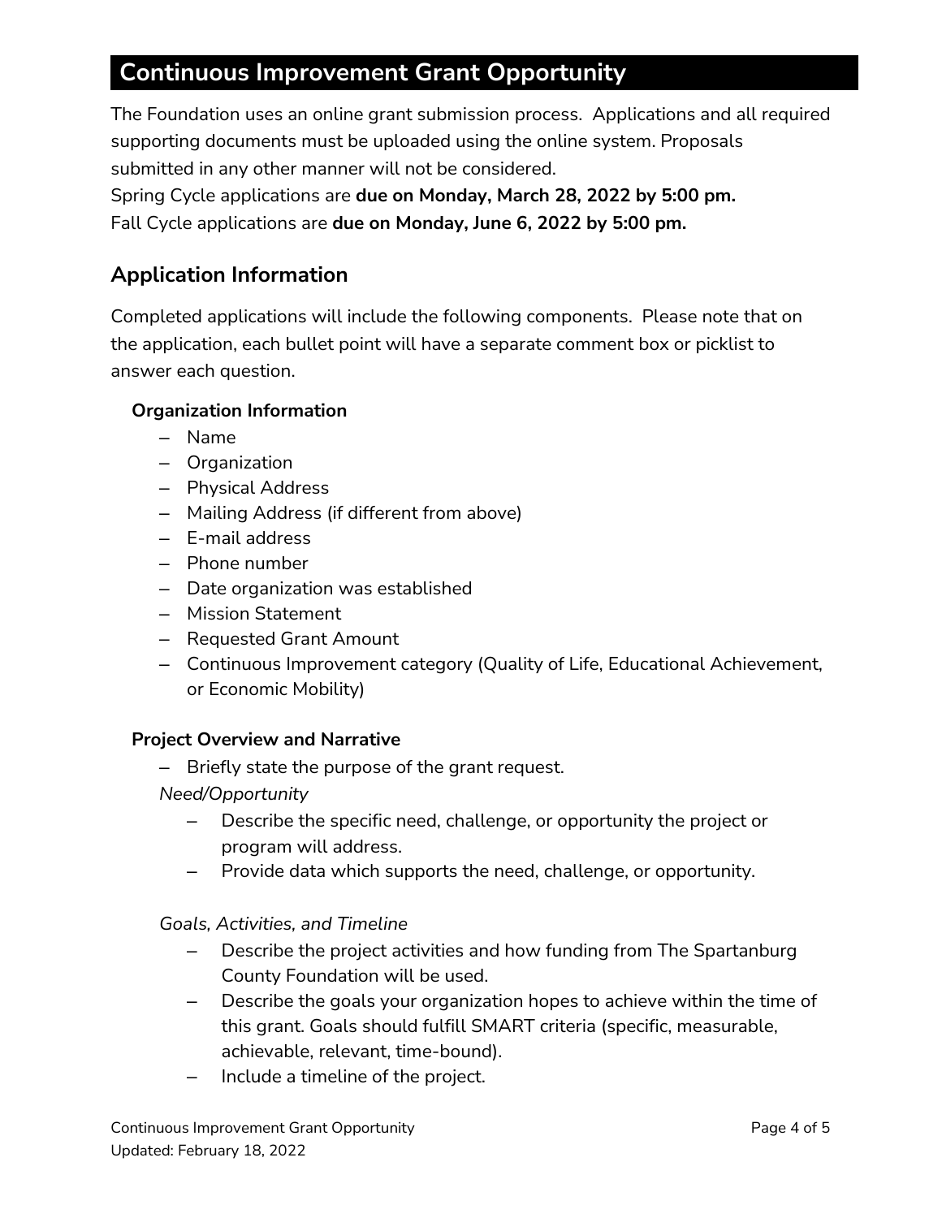## Continuous Improvement Grant Opportunity

The Foundation uses an online grant submission process. Applications and all required supporting documents must be uploaded using the online system. Proposals submitted in any other manner will not be considered.

Spring Cycle applications are **due on Monday, March 28, 2022 by 5:00 pm.**

Fall Cycle applications are **due on Monday, June 6, 2022 by 5:00 pm.**

### Application Information

Completed applications will include the following components. Please note that on the application, each bullet point will have a separate comment box or picklist to answer each question.

**Organization Information**

- Name
- Organization
- Physical Address
- Mailing Address (if different from above)
- E-mail address
- Phone number
- Date organization was established
- Mission Statement
- Requested Grant Amount
- Continuous Improvement category (Quality of Life, Educational Achievement, or Economic Mobility)

**Project Overview and Narrative**

- Briefly state the purpose of the grant request.

*Need/Opportunity*

- Describe the specific need, challenge, or opportunity the project or program will address.
- Provide data which supports the need, challenge, or opportunity.

*Goals, Activities, and Timeline*

- Describe the project activities and how funding from The Spartanburg County Foundation will be used.
- Describe the goals your organization hopes to achieve within the time of this grant. Goals should fulfill SMART criteria (specific, measurable, achievable, relevant, time-bound).
- Include a timeline of the project.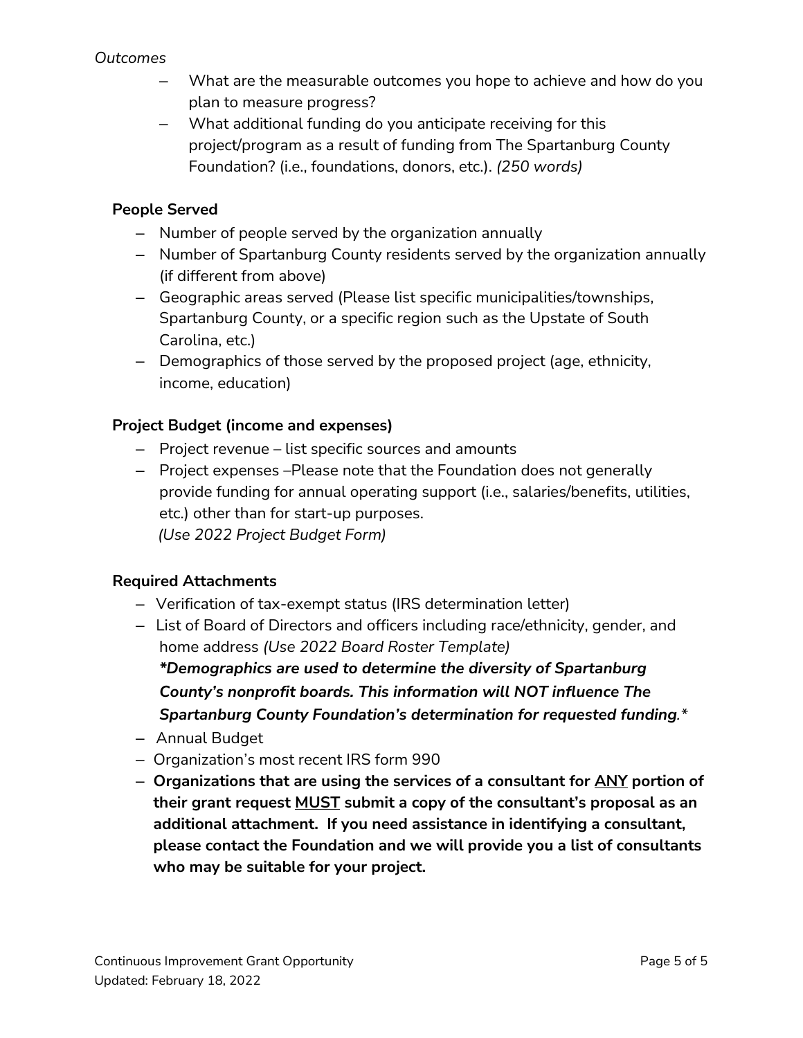*Outcomes*

- What are the measurable outcomes you hope to achieve and how do you plan to measure progress?
- What additional funding do you anticipate receiving for this project/program as a result of funding from The Spartanburg County Foundation? (i.e., foundations, donors, etc.). *(250 words)*

**People Served**

- Number of people served by the organization annually
- Number of Spartanburg County residents served by the organization annually (if different from above)
- Geographic areas served (Please list specific municipalities/townships, Spartanburg County, or a specific region such as the Upstate of South Carolina, etc.)
- Demographics of those served by the proposed project (age, ethnicity, income, education)

**Project Budget (income and expenses)**

- Project revenue – list specific sources and amounts
- Project expenses –Please note that the Foundation does not generally provide funding for annual operating support (i.e., salaries/benefits, utilities, etc.) other than for start-up purposes.
  *(Use 2022 Project Budget Form)*

**Required Attachments**

- Verification of tax-exempt status (IRS determination letter)
- List of Board of Directors and officers including race/ethnicity, gender, and home address *(Use 2022 Board Roster Template)*
  ***\*Demographics are used to determine the diversity of Spartanburg County's nonprofit boards. This information will NOT influence The Spartanburg County Foundation's determination for requested funding.\****
- Annual Budget
- Organization's most recent IRS form 990
- **Organizations that are using the services of a consultant for <u>ANY</u> portion of their grant request <u>MUST</u> submit a copy of the consultant's proposal as an additional attachment. If you need assistance in identifying a consultant, please contact the Foundation and we will provide you a list of consultants who may be suitable for your project.**